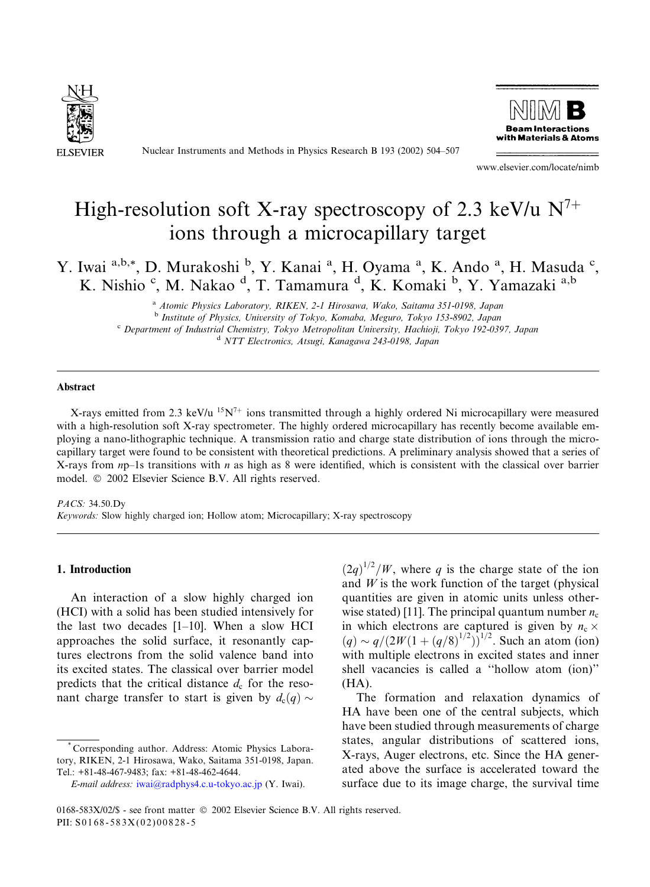# High-resolution soft X-ray spectroscopy of 2.3 keV/u $N^{7+}$ ions through a microcapillary target

Y. Iwai [a,b,*], D. Murakoshi [b], Y. Kanai [a], H. Oyama [a], K. Ando [a], H. Masuda [c], K. Nishio [c], M. Nakao [d], T. Tamamura [d], K. Komaki [b], Y. Yamazaki [a,b]

[a] *Atomic Physics Laboratory, RIKEN, 2-1 Hirosawa, Wako, Saitama 351-0198, Japan*
[b] *Institute of Physics, University of Tokyo, Komaba, Meguro, Tokyo 153-8902, Japan*
[c] *Department of Industrial Chemistry, Tokyo Metropolitan University, Hachioji, Tokyo 192-0397, Japan*
[d] *NTT Electronics, Atsugi, Kanagawa 243-0198, Japan*

## Abstract

X-rays emitted from 2.3 keV/u $^{15}N^{7+}$ ions transmitted through a highly ordered Ni microcapillary were measured with a high-resolution soft X-ray spectrometer. The highly ordered microcapillary has recently become available employing a nano-lithographic technique. A transmission ratio and charge state distribution of ions through the microcapillary target were found to be consistent with theoretical predictions. A preliminary analysis showed that a series of X-rays from $n$p–1s transitions with $n$ as high as 8 were identified, which is consistent with the classical over barrier model. © 2002 Elsevier Science B.V. All rights reserved.

*PACS:* 34.50.Dy

*Keywords:* Slow highly charged ion; Hollow atom; Microcapillary; X-ray spectroscopy

## 1. Introduction

An interaction of a slow highly charged ion (HCI) with a solid has been studied intensively for the last two decades [1–10]. When a slow HCI approaches the solid surface, it resonantly captures electrons from the solid valence band into its excited states. The classical over barrier model predicts that the critical distance $d_c$ for the resonant charge transfer to start is given by $d_c(q) \sim (2q)^{1/2}/W$, where $q$ is the charge state of the ion and $W$ is the work function of the target (physical quantities are given in atomic units unless otherwise stated) [11]. The principal quantum number $n_c$ in which electrons are captured is given by $n_c \times (q) \sim q/(2W(1+(q/8)^{1/2}))^{1/2}$. Such an atom (ion) with multiple electrons in excited states and inner shell vacancies is called a "hollow atom (ion)" (HA).

The formation and relaxation dynamics of HA have been one of the central subjects, which have been studied through measurements of charge states, angular distributions of scattered ions, X-rays, Auger electrons, etc. Since the HA generated above the surface is accelerated toward the surface due to its image charge, the survival time

---

* Corresponding author. Address: Atomic Physics Laboratory, RIKEN, 2-1 Hirosawa, Wako, Saitama 351-0198, Japan. Tel.: +81-48-467-9483; fax: +81-48-462-4644.

*E-mail address:* iwai@radphys4.c.u-tokyo.ac.jp (Y. Iwai).

0168-583X/02/$ - see front matter © 2002 Elsevier Science B.V. All rights reserved.
PII: S0168-583X(02)00828-5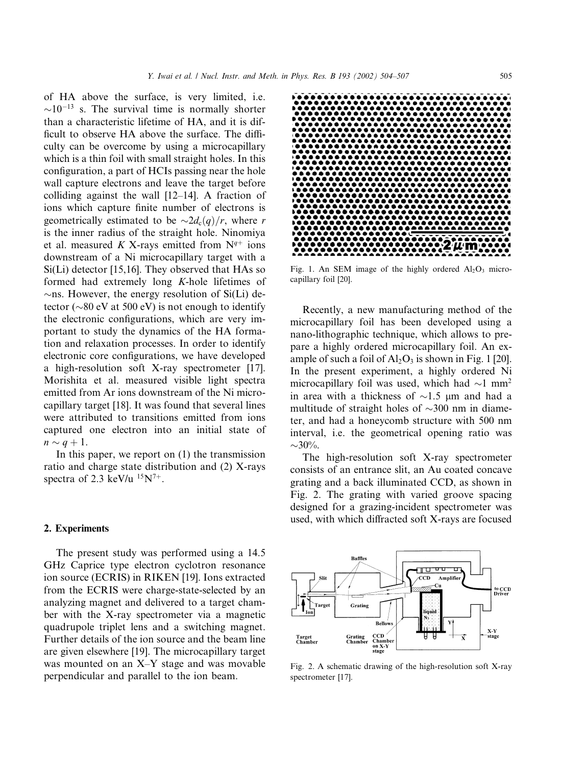of HA above the surface, is very limited, i.e. $\sim 10^{-13}$ s. The survival time is normally shorter than a characteristic lifetime of HA, and it is difficult to observe HA above the surface. The difficulty can be overcome by using a microcapillary which is a thin foil with small straight holes. In this configuration, a part of HCIs passing near the hole wall capture electrons and leave the target before colliding against the wall [12–14]. A fraction of ions which capture finite number of electrons is geometrically estimated to be $\sim 2d_c(q)/r$, where $r$ is the inner radius of the straight hole. Ninomiya et al. measured $K$ X-rays emitted from $N^{q+}$ ions downstream of a Ni microcapillary target with a Si(Li) detector [15,16]. They observed that HAs so formed had extremely long $K$-hole lifetimes of $\sim$ns. However, the energy resolution of Si(Li) detector ($\sim$80 eV at 500 eV) is not enough to identify the electronic configurations, which are very important to study the dynamics of the HA formation and relaxation processes. In order to identify electronic core configurations, we have developed a high-resolution soft X-ray spectrometer [17]. Morishita et al. measured visible light spectra emitted from Ar ions downstream of the Ni microcapillary target [18]. It was found that several lines were attributed to transitions emitted from ions captured one electron into an initial state of $n \sim q + 1$.

In this paper, we report on (1) the transmission ratio and charge state distribution and (2) X-rays spectra of 2.3 keV/u $^{15}N^{7+}$.

## 2. Experiments

The present study was performed using a 14.5 GHz Caprice type electron cyclotron resonance ion source (ECRIS) in RIKEN [19]. Ions extracted from the ECRIS were charge-state-selected by an analyzing magnet and delivered to a target chamber with the X-ray spectrometer via a magnetic quadrupole triplet lens and a switching magnet. Further details of the ion source and the beam line are given elsewhere [19]. The microcapillary target was mounted on an X–Y stage and was movable perpendicular and parallel to the ion beam.

Fig. 1. An SEM image of the highly ordered $Al_2O_3$ microcapillary foil [20].

Recently, a new manufacturing method of the microcapillary foil has been developed using a nano-lithographic technique, which allows to prepare a highly ordered microcapillary foil. An example of such a foil of $Al_2O_3$ is shown in Fig. 1 [20]. In the present experiment, a highly ordered Ni microcapillary foil was used, which had $\sim$1 mm$^2$ in area with a thickness of $\sim$1.5 μm and had a multitude of straight holes of $\sim$300 nm in diameter, and had a honeycomb structure with 500 nm interval, i.e. the geometrical opening ratio was $\sim$30%.

The high-resolution soft X-ray spectrometer consists of an entrance slit, an Au coated concave grating and a back illuminated CCD, as shown in Fig. 2. The grating with varied groove spacing designed for a grazing-incident spectrometer was used, with which diffracted soft X-rays are focused

Fig. 2. A schematic drawing of the high-resolution soft X-ray spectrometer [17].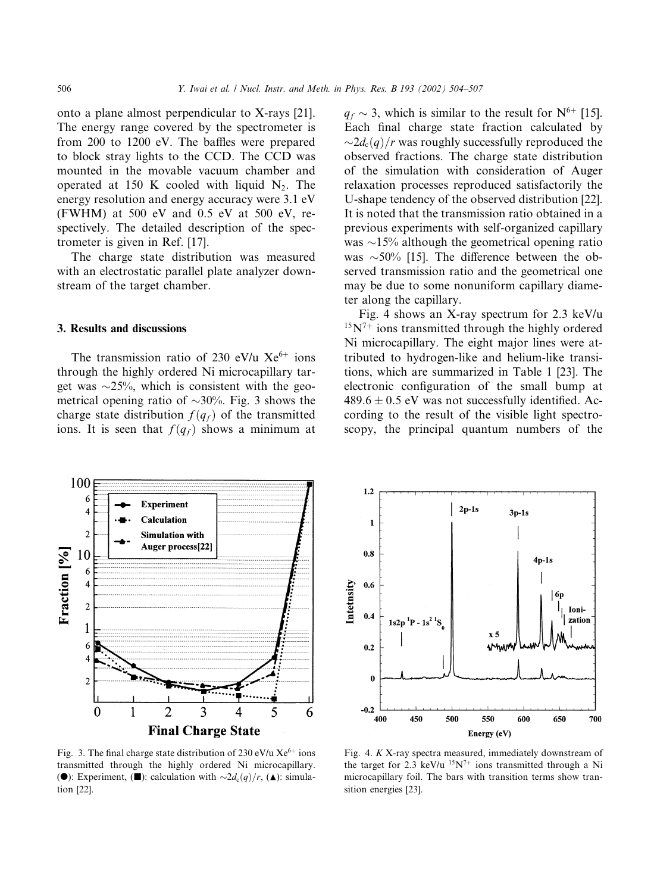onto a plane almost perpendicular to X-rays [21]. The energy range covered by the spectrometer is from 200 to 1200 eV. The baffles were prepared to block stray lights to the CCD. The CCD was mounted in the movable vacuum chamber and operated at 150 K cooled with liquid $N_2$. The energy resolution and energy accuracy were 3.1 eV (FWHM) at 500 eV and 0.5 eV at 500 eV, respectively. The detailed description of the spectrometer is given in Ref. [17].

The charge state distribution was measured with an electrostatic parallel plate analyzer downstream of the target chamber.

## 3. Results and discussions

The transmission ratio of 230 eV/u $Xe^{6+}$ ions through the highly ordered Ni microcapillary target was ~25%, which is consistent with the geometrical opening ratio of ~30%. Fig. 3 shows the charge state distribution $f(q_f)$ of the transmitted ions. It is seen that $f(q_f)$ shows a minimum at $q_f \sim 3$, which is similar to the result for $N^{6+}$ [15]. Each final charge state fraction calculated by $\sim 2d_c(q)/r$ was roughly successfully reproduced the observed fractions. The charge state distribution of the simulation with consideration of Auger relaxation processes reproduced satisfactorily the U-shape tendency of the observed distribution [22]. It is noted that the transmission ratio obtained in a previous experiments with self-organized capillary was ~15% although the geometrical opening ratio was ~50% [15]. The difference between the observed transmission ratio and the geometrical one may be due to some nonuniform capillary diameter along the capillary.

Fig. 4 shows an X-ray spectrum for 2.3 keV/u $^{15}N^{7+}$ ions transmitted through the highly ordered Ni microcapillary. The eight major lines were attributed to hydrogen-like and helium-like transitions, which are summarized in Table 1 [23]. The electronic configuration of the small bump at $489.6 \pm 0.5$ eV was not successfully identified. According to the result of the visible light spectroscopy, the principal quantum numbers of the

Fig. 3. The final charge state distribution of 230 eV/u $Xe^{6+}$ ions transmitted through the highly ordered Ni microcapillary. (●): Experiment, (■): calculation with $\sim 2d_c(q)/r$, (▲): simulation [22].

Fig. 4. *K* X-ray spectra measured, immediately downstream of the target for 2.3 keV/u $^{15}N^{7+}$ ions transmitted through a Ni microcapillary foil. The bars with transition terms show transition energies [23].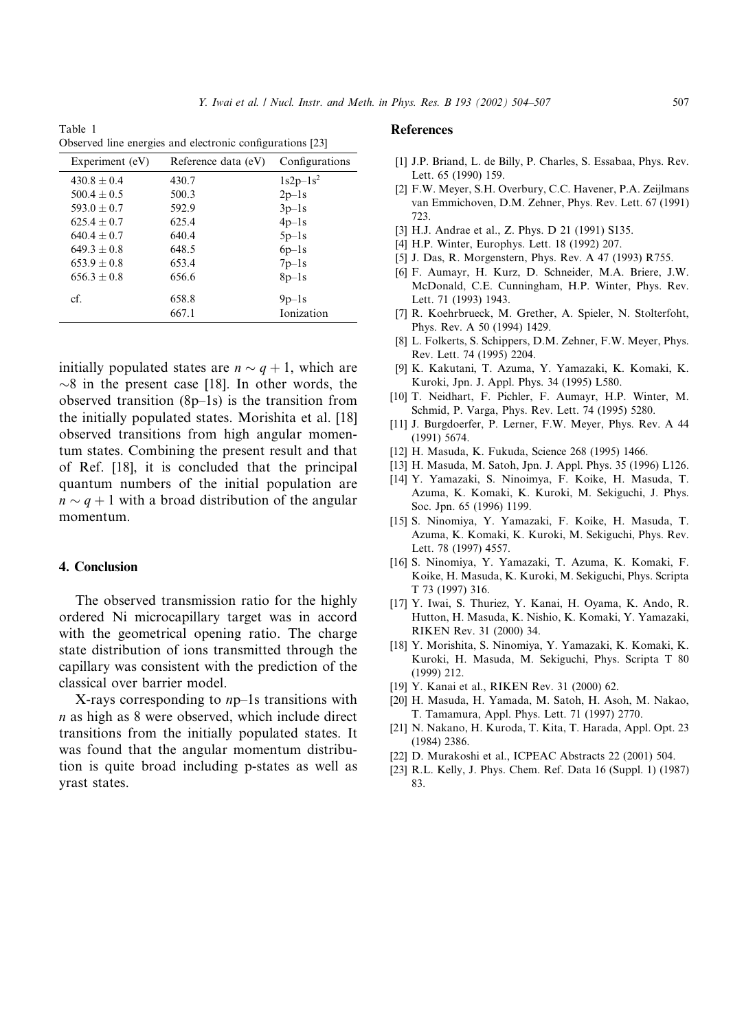Table 1
Observed line energies and electronic configurations [23]

| Experiment (eV) | Reference data (eV) | Configurations |
|---|---|---|
| $430.8 \pm 0.4$ | 430.7 | $1s2p$–$1s^2$ |
| $500.4 \pm 0.5$ | 500.3 | 2p–1s |
| $593.0 \pm 0.7$ | 592.9 | 3p–1s |
| $625.4 \pm 0.7$ | 625.4 | 4p–1s |
| $640.4 \pm 0.7$ | 640.4 | 5p–1s |
| $649.3 \pm 0.8$ | 648.5 | 6p–1s |
| $653.9 \pm 0.8$ | 653.4 | 7p–1s |
| $656.3 \pm 0.8$ | 656.6 | 8p–1s |
| cf. | 658.8 | 9p–1s |
| | 667.1 | Ionization |

initially populated states are $n \sim q+1$, which are $\sim 8$ in the present case [18]. In other words, the observed transition (8p–1s) is the transition from the initially populated states. Morishita et al. [18] observed transitions from high angular momentum states. Combining the present result and that of Ref. [18], it is concluded that the principal quantum numbers of the initial population are $n \sim q+1$ with a broad distribution of the angular momentum.

## 4. Conclusion

The observed transmission ratio for the highly ordered Ni microcapillary target was in accord with the geometrical opening ratio. The charge state distribution of ions transmitted through the capillary was consistent with the prediction of the classical over barrier model.

X-rays corresponding to $n$p–1s transitions with $n$ as high as 8 were observed, which include direct transitions from the initially populated states. It was found that the angular momentum distribution is quite broad including p-states as well as yrast states.

## References

[1] J.P. Briand, L. de Billy, P. Charles, S. Essabaa, Phys. Rev. Lett. 65 (1990) 159.

[2] F.W. Meyer, S.H. Overbury, C.C. Havener, P.A. Zeijlmans van Emmichoven, D.M. Zehner, Phys. Rev. Lett. 67 (1991) 723.

[3] H.J. Andrae et al., Z. Phys. D 21 (1991) S135.

[4] H.P. Winter, Europhys. Lett. 18 (1992) 207.

[5] J. Das, R. Morgenstern, Phys. Rev. A 47 (1993) R755.

[6] F. Aumayr, H. Kurz, D. Schneider, M.A. Briere, J.W. McDonald, C.E. Cunningham, H.P. Winter, Phys. Rev. Lett. 71 (1993) 1943.

[7] R. Koehrbrueck, M. Grether, A. Spieler, N. Stolterfoht, Phys. Rev. A 50 (1994) 1429.

[8] L. Folkerts, S. Schippers, D.M. Zehner, F.W. Meyer, Phys. Rev. Lett. 74 (1995) 2204.

[9] K. Kakutani, T. Azuma, Y. Yamazaki, K. Komaki, K. Kuroki, Jpn. J. Appl. Phys. 34 (1995) L580.

[10] T. Neidhart, F. Pichler, F. Aumayr, H.P. Winter, M. Schmid, P. Varga, Phys. Rev. Lett. 74 (1995) 5280.

[11] J. Burgdoerfer, P. Lerner, F.W. Meyer, Phys. Rev. A 44 (1991) 5674.

[12] H. Masuda, K. Fukuda, Science 268 (1995) 1466.

[13] H. Masuda, M. Satoh, Jpn. J. Appl. Phys. 35 (1996) L126.

[14] Y. Yamazaki, S. Ninoimya, F. Koike, H. Masuda, T. Azuma, K. Komaki, K. Kuroki, M. Sekiguchi, J. Phys. Soc. Jpn. 65 (1996) 1199.

[15] S. Ninomiya, Y. Yamazaki, F. Koike, H. Masuda, T. Azuma, K. Komaki, K. Kuroki, M. Sekiguchi, Phys. Rev. Lett. 78 (1997) 4557.

[16] S. Ninomiya, Y. Yamazaki, T. Azuma, K. Komaki, F. Koike, H. Masuda, K. Kuroki, M. Sekiguchi, Phys. Scripta T 73 (1997) 316.

[17] Y. Iwai, S. Thuriez, Y. Kanai, H. Oyama, K. Ando, R. Hutton, H. Masuda, K. Nishio, K. Komaki, Y. Yamazaki, RIKEN Rev. 31 (2000) 34.

[18] Y. Morishita, S. Ninomiya, Y. Yamazaki, K. Komaki, K. Kuroki, H. Masuda, M. Sekiguchi, Phys. Scripta T 80 (1999) 212.

[19] Y. Kanai et al., RIKEN Rev. 31 (2000) 62.

[20] H. Masuda, H. Yamada, M. Satoh, H. Asoh, M. Nakao, T. Tamamura, Appl. Phys. Lett. 71 (1997) 2770.

[21] N. Nakano, H. Kuroda, T. Kita, T. Harada, Appl. Opt. 23 (1984) 2386.

[22] D. Murakoshi et al., ICPEAC Abstracts 22 (2001) 504.

[23] R.L. Kelly, J. Phys. Chem. Ref. Data 16 (Suppl. 1) (1987) 83.